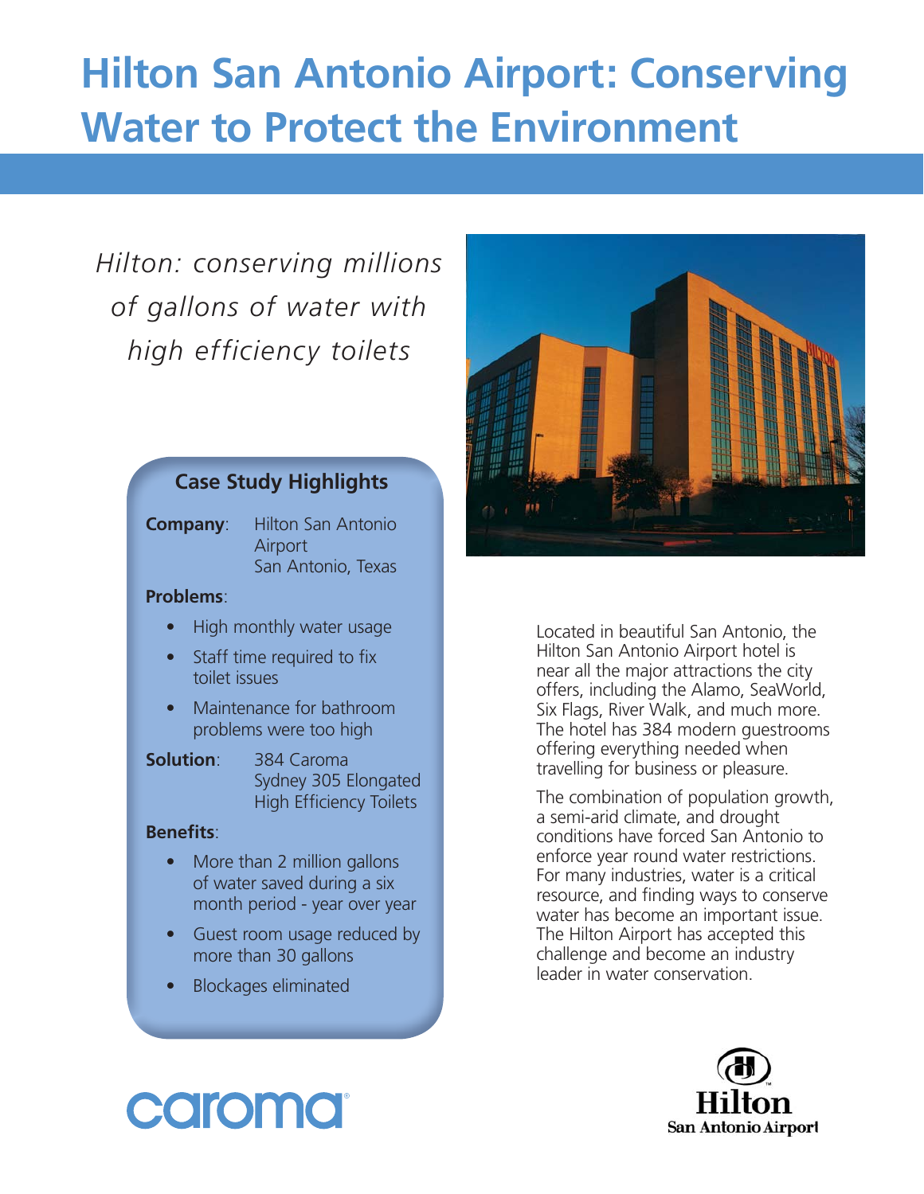# Hilton San Antonio Airport: Conserving Water to Protect the Environment

*Hilton: conserving millions of gallons of water with high efficiency toilets*

## Case Study Highlights

**Company**: Hilton San Antonio Airport
San Antonio, Texas

**Problems**:

- High monthly water usage
- Staff time required to fix toilet issues
- Maintenance for bathroom problems were too high

**Solution**: 384 Caroma Sydney 305 Elongated High Efficiency Toilets

**Benefits**:

- More than 2 million gallons of water saved during a six month period - year over year
- Guest room usage reduced by more than 30 gallons
- Blockages eliminated

Located in beautiful San Antonio, the Hilton San Antonio Airport hotel is near all the major attractions the city offers, including the Alamo, SeaWorld, Six Flags, River Walk, and much more. The hotel has 384 modern guestrooms offering everything needed when travelling for business or pleasure.

The combination of population growth, a semi-arid climate, and drought conditions have forced San Antonio to enforce year round water restrictions. For many industries, water is a critical resource, and finding ways to conserve water has become an important issue. The Hilton Airport has accepted this challenge and become an industry leader in water conservation.

caroma

Hilton
San Antonio Airport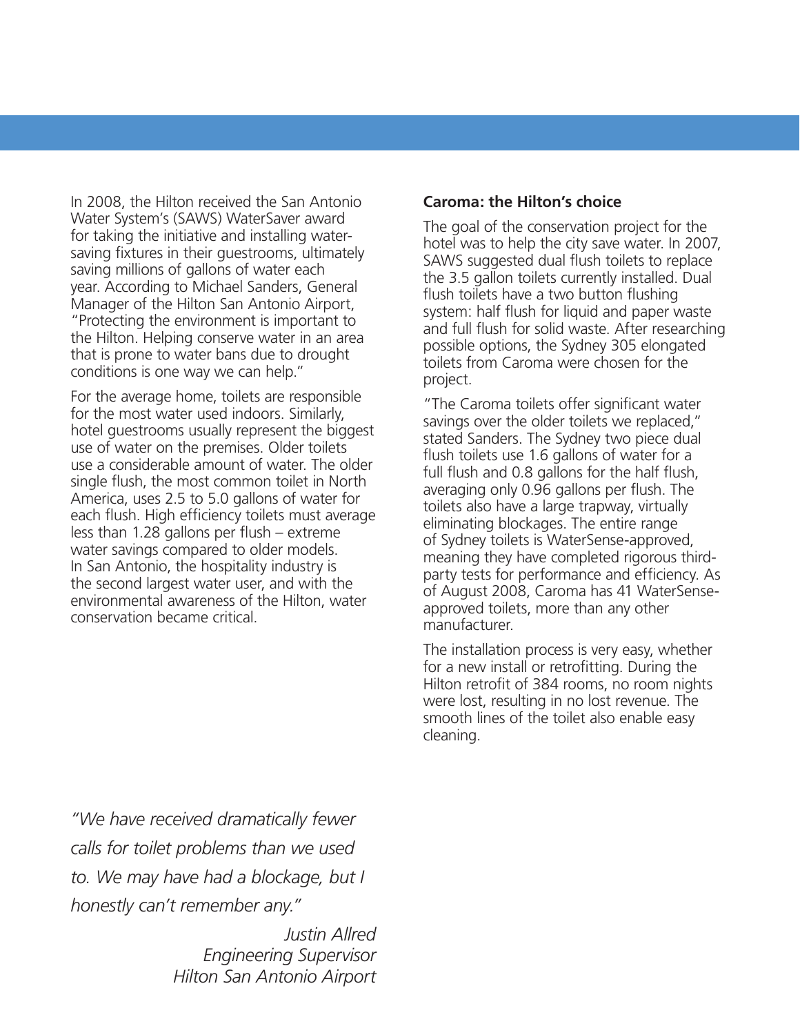In 2008, the Hilton received the San Antonio Water System's (SAWS) WaterSaver award for taking the initiative and installing water-saving fixtures in their guestrooms, ultimately saving millions of gallons of water each year. According to Michael Sanders, General Manager of the Hilton San Antonio Airport, "Protecting the environment is important to the Hilton. Helping conserve water in an area that is prone to water bans due to drought conditions is one way we can help."

For the average home, toilets are responsible for the most water used indoors. Similarly, hotel guestrooms usually represent the biggest use of water on the premises. Older toilets use a considerable amount of water. The older single flush, the most common toilet in North America, uses 2.5 to 5.0 gallons of water for each flush. High efficiency toilets must average less than 1.28 gallons per flush – extreme water savings compared to older models. In San Antonio, the hospitality industry is the second largest water user, and with the environmental awareness of the Hilton, water conservation became critical.

*"We have received dramatically fewer calls for toilet problems than we used to. We may have had a blockage, but I honestly can't remember any."*

*Justin Allred*
*Engineering Supervisor*
*Hilton San Antonio Airport*

**Caroma: the Hilton's choice**

The goal of the conservation project for the hotel was to help the city save water. In 2007, SAWS suggested dual flush toilets to replace the 3.5 gallon toilets currently installed. Dual flush toilets have a two button flushing system: half flush for liquid and paper waste and full flush for solid waste. After researching possible options, the Sydney 305 elongated toilets from Caroma were chosen for the project.

"The Caroma toilets offer significant water savings over the older toilets we replaced," stated Sanders. The Sydney two piece dual flush toilets use 1.6 gallons of water for a full flush and 0.8 gallons for the half flush, averaging only 0.96 gallons per flush. The toilets also have a large trapway, virtually eliminating blockages. The entire range of Sydney toilets is WaterSense-approved, meaning they have completed rigorous third-party tests for performance and efficiency. As of August 2008, Caroma has 41 WaterSense-approved toilets, more than any other manufacturer.

The installation process is very easy, whether for a new install or retrofitting. During the Hilton retrofit of 384 rooms, no room nights were lost, resulting in no lost revenue. The smooth lines of the toilet also enable easy cleaning.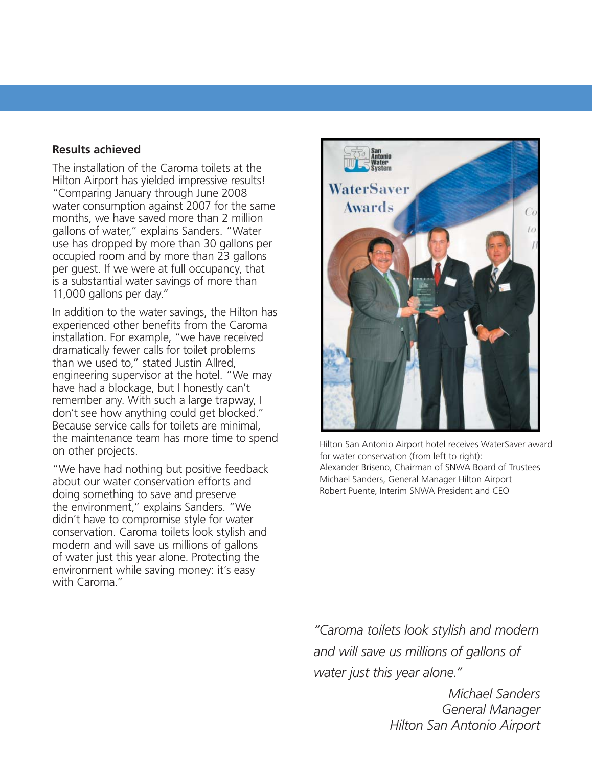## Results achieved

The installation of the Caroma toilets at the Hilton Airport has yielded impressive results! "Comparing January through June 2008 water consumption against 2007 for the same months, we have saved more than 2 million gallons of water," explains Sanders. "Water use has dropped by more than 30 gallons per occupied room and by more than 23 gallons per guest. If we were at full occupancy, that is a substantial water savings of more than 11,000 gallons per day."

In addition to the water savings, the Hilton has experienced other benefits from the Caroma installation. For example, "we have received dramatically fewer calls for toilet problems than we used to," stated Justin Allred, engineering supervisor at the hotel. "We may have had a blockage, but I honestly can't remember any. With such a large trapway, I don't see how anything could get blocked." Because service calls for toilets are minimal, the maintenance team has more time to spend on other projects.

"We have had nothing but positive feedback about our water conservation efforts and doing something to save and preserve the environment," explains Sanders. "We didn't have to compromise style for water conservation. Caroma toilets look stylish and modern and will save us millions of gallons of water just this year alone. Protecting the environment while saving money: it's easy with Caroma."

Hilton San Antonio Airport hotel receives WaterSaver award for water conservation (from left to right):
Alexander Briseno, Chairman of SNWA Board of Trustees
Michael Sanders, General Manager Hilton Airport
Robert Puente, Interim SNWA President and CEO

*"Caroma toilets look stylish and modern and will save us millions of gallons of water just this year alone."*

*Michael Sanders*
*General Manager*
*Hilton San Antonio Airport*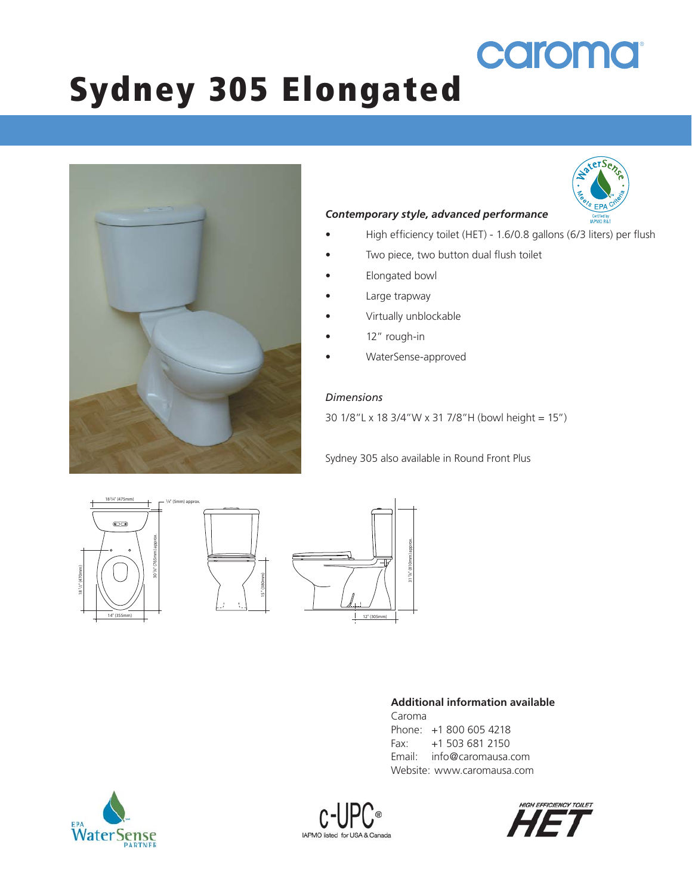caroma

# Sydney 305 Elongated

*Contemporary style, advanced performance*

- High efficiency toilet (HET) - 1.6/0.8 gallons (6/3 liters) per flush
- Two piece, two button dual flush toilet
- Elongated bowl
- Large trapway
- Virtually unblockable
- 12" rough-in
- WaterSense-approved

*Dimensions*

30 1/8"L x 18 3/4"W x 31 7/8"H (bowl height = 15")

Sydney 305 also available in Round Front Plus

18 3/4" (475mm)
1/4" (5mm) approx.
30 1/8" (765mm) approx.
18 1/2" (470mm)
14" (355mm)
15" (380mm)
31 7/8" (810mm) approx.
12" (305mm)

**Additional information available**

Caroma
Phone: +1 800 605 4218
Fax: +1 503 681 2150
Email: info@caromausa.com
Website: www.caromausa.com

EPA WaterSense PARTNER

c-UPC® IAPMO listed for USA & Canada

HIGH EFFICIENCY TOILET HET